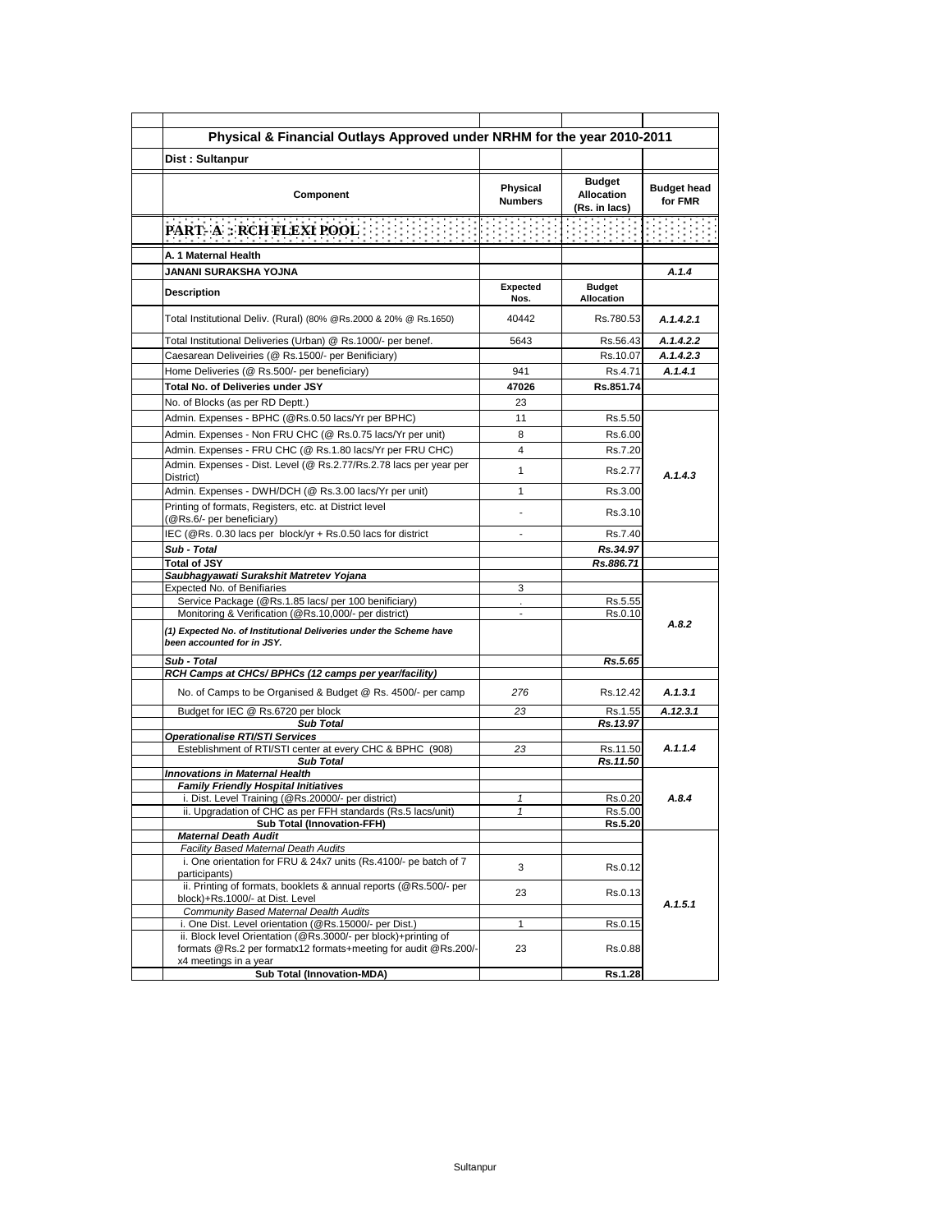## Physical & Financial Outlays Approved under NRHM for the year 2010-2011

**Dist : Sultanpur**

| Component | Physical Numbers | Budget Allocation (Rs. in lacs) | Budget head for FMR |
|---|---|---|---|
| **PART- A : RCH FLEXI POOL** | | | |
| **A. 1 Maternal Health** | | | |
| **JANANI SURAKSHA YOJNA** | | | *A.1.4* |
| **Description** | **Expected Nos.** | **Budget Allocation** | |
| Total Institutional Deliv. (Rural) (80% @Rs.2000 & 20% @ Rs.1650) | 40442 | Rs.780.53 | *A.1.4.2.1* |
| Total Institutional Deliveries (Urban) @ Rs.1000/- per benef. | 5643 | Rs.56.43 | *A.1.4.2.2* |
| Caesarean Deliveiries (@ Rs.1500/- per Benificiary) | | Rs.10.07 | *A.1.4.2.3* |
| Home Deliveries (@ Rs.500/- per beneficiary) | 941 | Rs.4.71 | *A.1.4.1* |
| **Total No. of Deliveries under JSY** | **47026** | **Rs.851.74** | |
| No. of Blocks (as per RD Deptt.) | 23 | | |
| Admin. Expenses - BPHC (@Rs.0.50 lacs/Yr per BPHC) | 11 | Rs.5.50 | *A.1.4.3* |
| Admin. Expenses - Non FRU CHC (@ Rs.0.75 lacs/Yr per unit) | 8 | Rs.6.00 | |
| Admin. Expenses - FRU CHC (@ Rs.1.80 lacs/Yr per FRU CHC) | 4 | Rs.7.20 | |
| Admin. Expenses - Dist. Level (@ Rs.2.77/Rs.2.78 lacs per year per District) | 1 | Rs.2.77 | |
| Admin. Expenses - DWH/DCH (@ Rs.3.00 lacs/Yr per unit) | 1 | Rs.3.00 | |
| Printing of formats, Registers, etc. at District level (@Rs.6/- per beneficiary) | - | Rs.3.10 | |
| IEC (@Rs. 0.30 lacs per block/yr + Rs.0.50 lacs for district | - | Rs.7.40 | |
| ***Sub - Total*** | | ***Rs.34.97*** | |
| **Total of JSY** | | ***Rs.886.71*** | |
| ***Saubhagyawati Surakshit Matretev Yojana*** | | | |
| Expected No. of Benifiaries | 3 | | *A.8.2* |
| Service Package (@Rs.1.85 lacs/ per 100 benificiary) | . | Rs.5.55 | |
| Monitoring & Verification (@Rs.10,000/- per district) | - | Rs.0.10 | |
| ***(1) Expected No. of Institutional Deliveries under the Scheme have been accounted for in JSY.*** | | | |
| ***Sub - Total*** | | ***Rs.5.65*** | |
| ***RCH Camps at CHCs/ BPHCs (12 camps per year/facility)*** | | | |
| No. of Camps to be Organised & Budget @ Rs. 4500/- per camp | *276* | Rs.12.42 | *A.1.3.1* |
| Budget for IEC @ Rs.6720 per block | *23* | Rs.1.55 | *A.12.3.1* |
| ***Sub Total*** | | ***Rs.13.97*** | |
| ***Operationalise RTI/STI Services*** | | | |
| Esteblishment of RTI/STI center at every CHC & BPHC (908) | *23* | Rs.11.50 | *A.1.1.4* |
| ***Sub Total*** | | ***Rs.11.50*** | |
| ***Innovations in Maternal Health*** | | | |
| ***Family Friendly Hospital Initiatives*** | | | *A.8.4* |
| i. Dist. Level Training (@Rs.20000/- per district) | *1* | Rs.0.20 | |
| ii. Upgradation of CHC as per FFH standards (Rs.5 lacs/unit) | *1* | Rs.5.00 | |
| **Sub Total (Innovation-FFH)** | | **Rs.5.20** | |
| ***Maternal Death Audit*** | | | *A.1.5.1* |
| *Facility Based Maternal Death Audits* | | | |
| i. One orientation for FRU & 24x7 units (Rs.4100/- pe batch of 7 participants) | 3 | Rs.0.12 | |
| ii. Printing of formats, booklets & annual reports (@Rs.500/- per block)+Rs.1000/- at Dist. Level | 23 | Rs.0.13 | |
| *Community Based Maternal Dealth Audits* | | | |
| i. One Dist. Level orientation (@Rs.15000/- per Dist.) | 1 | Rs.0.15 | |
| ii. Block level Orientation (@Rs.3000/- per block)+printing of formats @Rs.2 per formatx12 formats+meeting for audit @Rs.200/- x4 meetings in a year | 23 | Rs.0.88 | |
| **Sub Total (Innovation-MDA)** | | **Rs.1.28** | |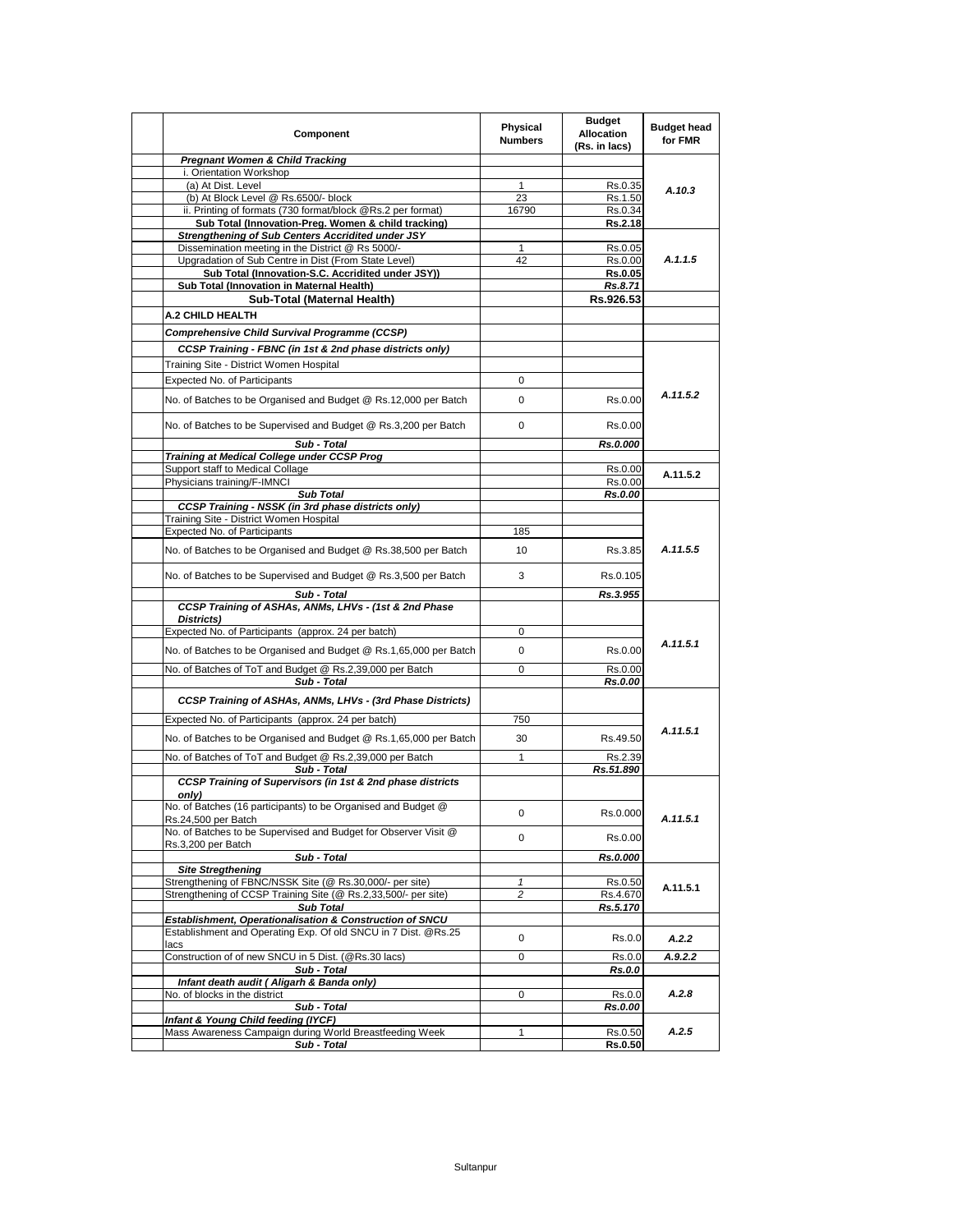| Component | Physical Numbers | Budget Allocation (Rs. in lacs) | Budget head for FMR |
|---|---|---|---|
| ***Pregnant Women & Child Tracking*** | | | |
| i. Orientation Workshop | | | A.10.3 |
| (a) At Dist. Level | 1 | Rs.0.35 | |
| (b) At Block Level @ Rs.6500/- block | 23 | Rs.1.50 | |
| ii. Printing of formats (730 format/block @Rs.2 per format) | 16790 | Rs.0.34 | |
| **Sub Total (Innovation-Preg. Women & child tracking)** | | **Rs.2.18** | |
| ***Strengthening of Sub Centers Accridited under JSY*** | | | A.1.1.5 |
| Dissemination meeting in the District @ Rs 5000/- | 1 | Rs.0.05 | |
| Upgradation of Sub Centre in Dist (From State Level) | 42 | Rs.0.00 | |
| **Sub Total (Innovation-S.C. Accridited under JSY))** | | **Rs.0.05** | |
| **Sub Total (Innovation in Maternal Health)** | | ***Rs.8.71*** | |
| **Sub-Total (Maternal Health)** | | **Rs.926.53** | |
| **A.2 CHILD HEALTH** | | | |
| ***Comprehensive Child Survival Programme (CCSP)*** | | | |
| ***CCSP Training - FBNC (in 1st & 2nd phase districts only)*** | | | A.11.5.2 |
| Training Site - District Women Hospital | | | |
| Expected No. of Participants | 0 | | |
| No. of Batches to be Organised and Budget @ Rs.12,000 per Batch | 0 | Rs.0.00 | |
| No. of Batches to be Supervised and Budget @ Rs.3,200 per Batch | 0 | Rs.0.00 | |
| ***Sub - Total*** | | ***Rs.0.000*** | |
| ***Training at Medical College under CCSP Prog*** | | | A.11.5.2 |
| Support staff to Medical Collage | | Rs.0.00 | |
| Physicians training/F-IMNCI | | Rs.0.00 | |
| ***Sub Total*** | | ***Rs.0.00*** | |
| ***CCSP Training - NSSK (in 3rd phase districts only)*** | | | A.11.5.5 |
| Training Site - District Women Hospital | | | |
| Expected No. of Participants | 185 | | |
| No. of Batches to be Organised and Budget @ Rs.38,500 per Batch | 10 | Rs.3.85 | |
| No. of Batches to be Supervised and Budget @ Rs.3,500 per Batch | 3 | Rs.0.105 | |
| ***Sub - Total*** | | ***Rs.3.955*** | |
| ***CCSP Training of ASHAs, ANMs, LHVs - (1st & 2nd Phase Districts)*** | | | A.11.5.1 |
| Expected No. of Participants (approx. 24 per batch) | 0 | | |
| No. of Batches to be Organised and Budget @ Rs.1,65,000 per Batch | 0 | Rs.0.00 | |
| No. of Batches of ToT and Budget @ Rs.2,39,000 per Batch | 0 | Rs.0.00 | |
| ***Sub - Total*** | | ***Rs.0.00*** | |
| ***CCSP Training of ASHAs, ANMs, LHVs - (3rd Phase Districts)*** | | | A.11.5.1 |
| Expected No. of Participants (approx. 24 per batch) | 750 | | |
| No. of Batches to be Organised and Budget @ Rs.1,65,000 per Batch | 30 | Rs.49.50 | |
| No. of Batches of ToT and Budget @ Rs.2,39,000 per Batch | 1 | Rs.2.39 | |
| ***Sub - Total*** | | ***Rs.51.890*** | |
| ***CCSP Training of Supervisors (in 1st & 2nd phase districts only)*** | | | A.11.5.1 |
| No. of Batches (16 participants) to be Organised and Budget @ Rs.24,500 per Batch | 0 | Rs.0.000 | |
| No. of Batches to be Supervised and Budget for Observer Visit @ Rs.3,200 per Batch | 0 | Rs.0.00 | |
| ***Sub - Total*** | | ***Rs.0.000*** | |
| ***Site Stregthening*** | | | A.11.5.1 |
| Strengthening of FBNC/NSSK Site (@ Rs.30,000/- per site) | *1* | Rs.0.50 | |
| Strengthening of CCSP Training Site (@ Rs.2,33,500/- per site) | *2* | Rs.4.670 | |
| ***Sub Total*** | | ***Rs.5.170*** | |
| ***Establishment, Operationalisation & Construction of SNCU*** | | | |
| Establishment and Operating Exp. Of old SNCU in 7 Dist. @Rs.25 lacs | 0 | Rs.0.0 | A.2.2 |
| Construction of of new SNCU in 5 Dist. (@Rs.30 lacs) | 0 | Rs.0.0 | A.9.2.2 |
| ***Sub - Total*** | | ***Rs.0.0*** | |
| ***Infant death audit ( Aligarh & Banda only)*** | | | A.2.8 |
| No. of blocks in the district | 0 | Rs.0.0 | |
| ***Sub - Total*** | | ***Rs.0.00*** | |
| ***Infant & Young Child feeding (IYCF)*** | | | A.2.5 |
| Mass Awareness Campaign during World Breastfeeding Week | 1 | Rs.0.50 | |
| ***Sub - Total*** | | **Rs.0.50** | |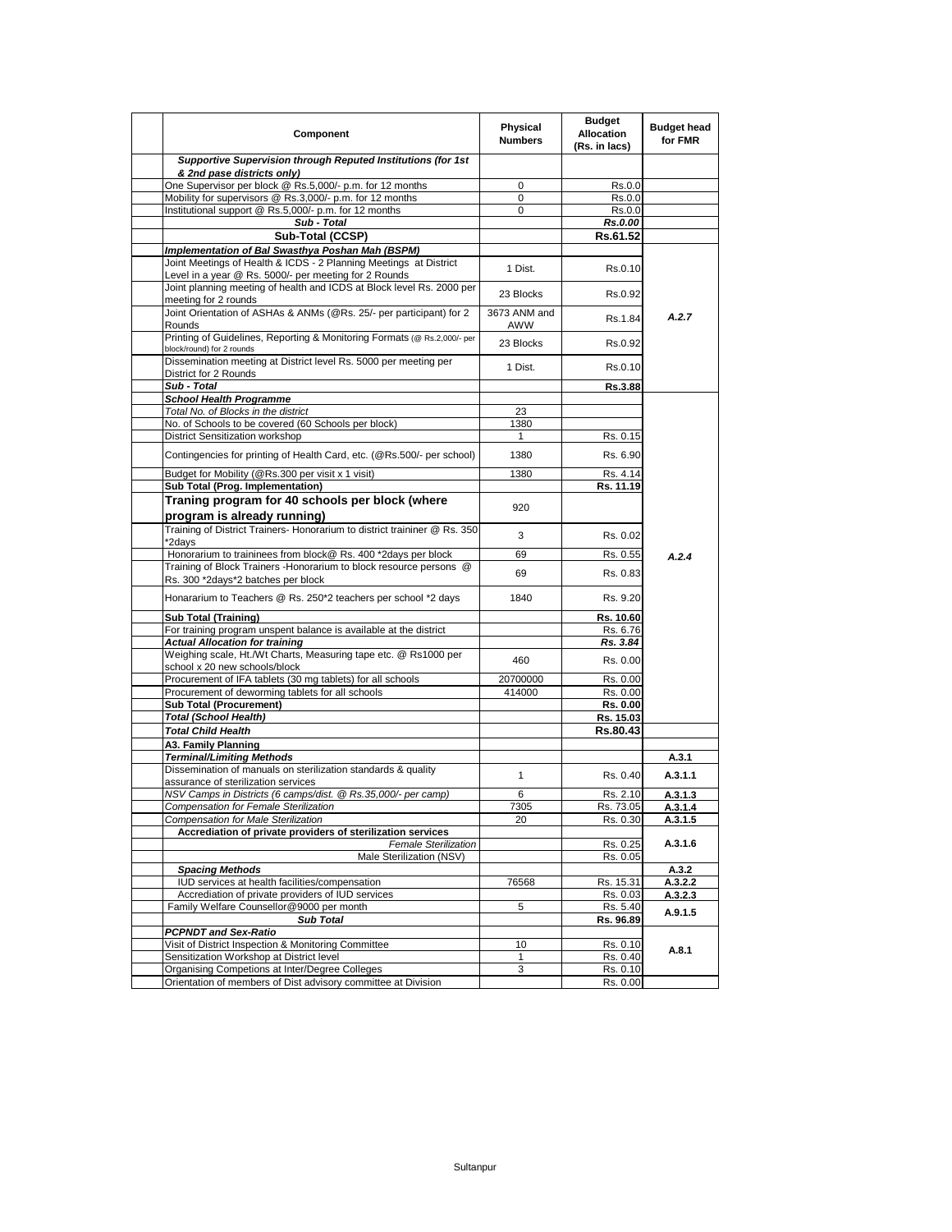| Component | Physical Numbers | Budget Allocation (Rs. in lacs) | Budget head for FMR |
|---|---|---|---|
| ***Supportive Supervision through Reputed Institutions (for 1st & 2nd pase districts only)*** | | | |
| One Supervisor per block @ Rs.5,000/- p.m. for 12 months | 0 | Rs.0.0 | |
| Mobility for supervisors @ Rs.3,000/- p.m. for 12 months | 0 | Rs.0.0 | |
| Institutional support @ Rs.5,000/- p.m. for 12 months | 0 | Rs.0.0 | |
| ***Sub - Total*** | | ***Rs.0.00*** | |
| **Sub-Total (CCSP)** | | **Rs.61.52** | |
| ***Implementation of Bal Swasthya Poshan Mah (BSPM)*** | | | |
| Joint Meetings of Health & ICDS - 2 Planning Meetings at District Level in a year @ Rs. 5000/- per meeting for 2 Rounds | 1 Dist. | Rs.0.10 | *A.2.7* |
| Joint planning meeting of health and ICDS at Block level Rs. 2000 per meeting for 2 rounds | 23 Blocks | Rs.0.92 | |
| Joint Orientation of ASHAs & ANMs (@Rs. 25/- per participant) for 2 Rounds | 3673 ANM and AWW | Rs.1.84 | |
| Printing of Guidelines, Reporting & Monitoring Formats (@ Rs.2,000/- per block/round) for 2 rounds | 23 Blocks | Rs.0.92 | |
| Dissemination meeting at District level Rs. 5000 per meeting per District for 2 Rounds | 1 Dist. | Rs.0.10 | |
| ***Sub - Total*** | | **Rs.3.88** | |
| ***School Health Programme*** | | | *A.2.4* |
| *Total No. of Blocks in the district* | 23 | | |
| No. of Schools to be covered (60 Schools per block) | 1380 | | |
| District Sensitization workshop | 1 | Rs. 0.15 | |
| Contingencies for printing of Health Card, etc. (@Rs.500/- per school) | 1380 | Rs. 6.90 | |
| Budget for Mobility (@Rs.300 per visit x 1 visit) | 1380 | Rs. 4.14 | |
| **Sub Total (Prog. Implementation)** | | **Rs. 11.19** | |
| **Traning program for 40 schools per block (where program is already running)** | 920 | | |
| Training of District Trainers- Honorarium to district traininer @ Rs. 350 *2days | 3 | Rs. 0.02 | |
| Honorarium to traininees from block@ Rs. 400 *2days per block | 69 | Rs. 0.55 | |
| Training of Block Trainers -Honorarium to block resource persons @ Rs. 300 *2days*2 batches per block | 69 | Rs. 0.83 | |
| Honararium to Teachers @ Rs. 250*2 teachers per school *2 days | 1840 | Rs. 9.20 | |
| **Sub Total (Training)** | | **Rs. 10.60** | |
| For training program unspent balance is available at the district | | Rs. 6.76 | |
| ***Actual Allocation for training*** | | ***Rs. 3.84*** | |
| Weighing scale, Ht./Wt Charts, Measuring tape etc. @ Rs1000 per school x 20 new schools/block | 460 | Rs. 0.00 | |
| Procurement of IFA tablets (30 mg tablets) for all schools | 20700000 | Rs. 0.00 | |
| Procurement of deworming tablets for all schools | 414000 | Rs. 0.00 | |
| **Sub Total (Procurement)** | | **Rs. 0.00** | |
| ***Total (School Health)*** | | **Rs. 15.03** | |
| ***Total Child Health*** | | **Rs.80.43** | |
| **A3. Family Planning** | | | |
| ***Terminal/Limiting Methods*** | | | **A.3.1** |
| Dissemination of manuals on sterilization standards & quality assurance of sterilization services | 1 | Rs. 0.40 | **A.3.1.1** |
| *NSV Camps in Districts (6 camps/dist. @ Rs.35,000/- per camp)* | 6 | Rs. 2.10 | **A.3.1.3** |
| *Compensation for Female Sterilization* | 7305 | Rs. 73.05 | **A.3.1.4** |
| *Compensation for Male Sterilization* | 20 | Rs. 0.30 | **A.3.1.5** |
| **Accrediation of private providers of sterilization services** | | | **A.3.1.6** |
| *Female Sterilization* | | Rs. 0.25 | |
| Male Sterilization (NSV) | | Rs. 0.05 | |
| ***Spacing Methods*** | | | **A.3.2** |
| IUD services at health facilities/compensation | 76568 | Rs. 15.31 | **A.3.2.2** |
| Accrediation of private providers of IUD services | | Rs. 0.03 | **A.3.2.3** |
| Family Welfare Counsellor@9000 per month | 5 | Rs. 5.40 | **A.9.1.5** |
| ***Sub Total*** | | **Rs. 96.89** | |
| ***PCPNDT and Sex-Ratio*** | | | **A.8.1** |
| Visit of District Inspection & Monitoring Committee | 10 | Rs. 0.10 | |
| Sensitization Workshop at District level | 1 | Rs. 0.40 | |
| Organising Competions at Inter/Degree Colleges | 3 | Rs. 0.10 | |
| Orientation of members of Dist advisory committee at Division | | Rs. 0.00 | |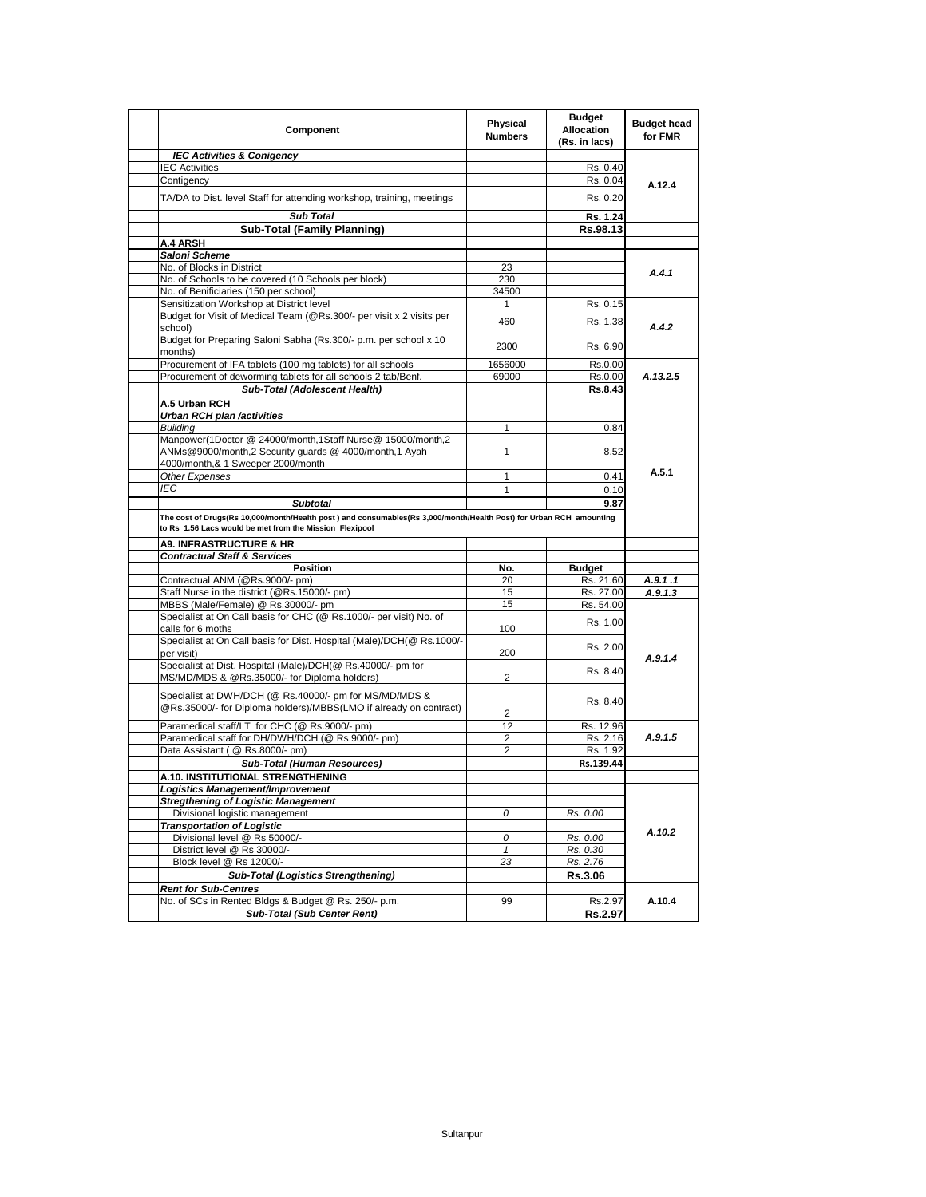| Component | Physical Numbers | Budget Allocation (Rs. in lacs) | Budget head for FMR |
|---|---|---|---|
| ***IEC Activities & Conigency*** | | | |
| IEC Activities | | Rs. 0.40 | A.12.4 |
| Contigency | | Rs. 0.04 | |
| TA/DA to Dist. level Staff for attending workshop, training, meetings | | Rs. 0.20 | |
| ***Sub Total*** | | **Rs. 1.24** | |
| **Sub-Total (Family Planning)** | | **Rs.98.13** | |
| **A.4 ARSH** | | | |
| ***Saloni Scheme*** | | | |
| No. of Blocks in District | 23 | | *A.4.1* |
| No. of Schools to be covered (10 Schools per block) | 230 | | |
| No. of Benificiaries (150 per school) | 34500 | | |
| Sensitization Workshop at District level | 1 | Rs. 0.15 | *A.4.2* |
| Budget for Visit of Medical Team (@Rs.300/- per visit x 2 visits per school) | 460 | Rs. 1.38 | |
| Budget for Preparing Saloni Sabha (Rs.300/- p.m. per school x 10 months) | 2300 | Rs. 6.90 | |
| Procurement of IFA tablets (100 mg tablets) for all schools | 1656000 | Rs.0.00 | *A.13.2.5* |
| Procurement of deworming tablets for all schools 2 tab/Benf. | 69000 | Rs.0.00 | |
| ***Sub-Total (Adolescent Health)*** | | **Rs.8.43** | |
| **A.5 Urban RCH** | | | |
| ***Urban RCH plan /activities*** | | | A.5.1 |
| *Building* | 1 | 0.84 | |
| Manpower(1Doctor @ 24000/month,1Staff Nurse@ 15000/month,2 ANMs@9000/month,2 Security guards @ 4000/month,1 Ayah 4000/month,& 1 Sweeper 2000/month | 1 | 8.52 | |
| *Other Expenses* | 1 | 0.41 | |
| *IEC* | 1 | 0.10 | |
| ***Subtotal*** | | **9.87** | |
| **The cost of Drugs(Rs 10,000/month/Health post ) and consumables(Rs 3,000/month/Health Post) for Urban RCH amounting to Rs 1.56 Lacs would be met from the Mission Flexipool** | | | |
| **A9. INFRASTRUCTURE & HR** | | | |
| ***Contractual Staff & Services*** | | | |
| **Position** | **No.** | **Budget** | |
| Contractual ANM (@Rs.9000/- pm) | 20 | Rs. 21.60 | *A.9.1 .1* |
| Staff Nurse in the district (@Rs.15000/- pm) | 15 | Rs. 27.00 | *A.9.1.3* |
| MBBS (Male/Female) @ Rs.30000/- pm | 15 | Rs. 54.00 | *A.9.1.4* |
| Specialist at On Call basis for CHC (@ Rs.1000/- per visit) No. of calls for 6 moths | 100 | Rs. 1.00 | |
| Specialist at On Call basis for Dist. Hospital (Male)/DCH(@ Rs.1000/- per visit) | 200 | Rs. 2.00 | |
| Specialist at Dist. Hospital (Male)/DCH(@ Rs.40000/- pm for MS/MD/MDS & @Rs.35000/- for Diploma holders) | 2 | Rs. 8.40 | |
| Specialist at DWH/DCH (@ Rs.40000/- pm for MS/MD/MDS & @Rs.35000/- for Diploma holders)/MBBS(LMO if already on contract) | 2 | Rs. 8.40 | |
| Paramedical staff/LT for CHC (@ Rs.9000/- pm) | 12 | Rs. 12.96 | *A.9.1.5* |
| Paramedical staff for DH/DWH/DCH (@ Rs.9000/- pm) | 2 | Rs. 2.16 | |
| Data Assistant ( @ Rs.8000/- pm) | 2 | Rs. 1.92 | |
| ***Sub-Total (Human Resources)*** | | **Rs.139.44** | |
| **A.10. INSTITUTIONAL STRENGTHENING** | | | |
| ***Logistics Management/Improvement*** | | | *A.10.2* |
| ***Stregthening of Logistic Management*** | | | |
| Divisional logistic management | *0* | *Rs. 0.00* | |
| ***Transportation of Logistic*** | | | |
| Divisional level @ Rs 50000/- | *0* | *Rs. 0.00* | |
| District level @ Rs 30000/- | *1* | *Rs. 0.30* | |
| Block level @ Rs 12000/- | *23* | *Rs. 2.76* | |
| ***Sub-Total (Logistics Strengthening)*** | | **Rs.3.06** | |
| ***Rent for Sub-Centres*** | | | |
| No. of SCs in Rented Bldgs & Budget @ Rs. 250/- p.m. | 99 | Rs.2.97 | A.10.4 |
| ***Sub-Total (Sub Center Rent)*** | | **Rs.2.97** | |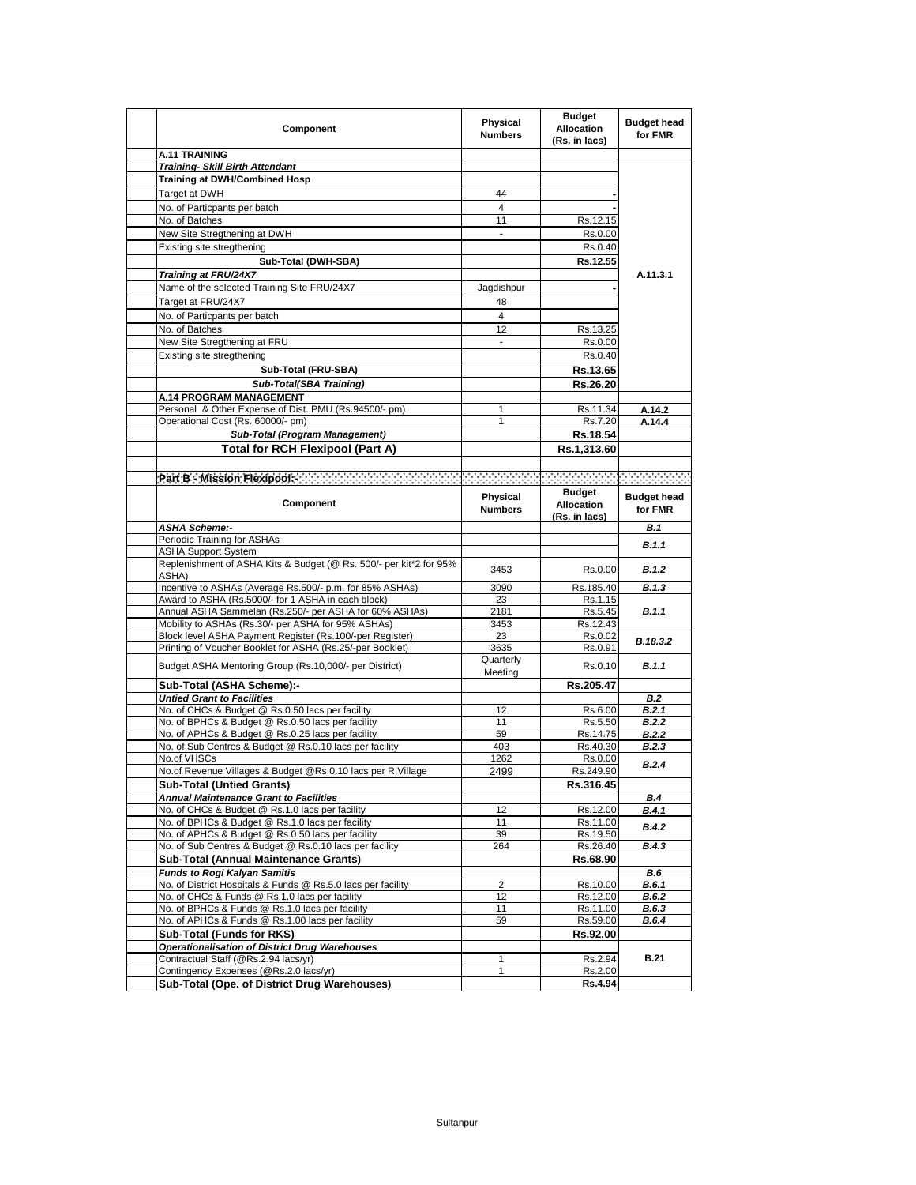| Component | Physical Numbers | Budget Allocation (Rs. in lacs) | Budget head for FMR |
|---|---|---|---|
| **A.11 TRAINING** | | | |
| ***Training- Skill Birth Attendant*** | | | |
| **Training at DWH/Combined Hosp** | | | |
| Target at DWH | 44 | - | |
| No. of Particpants per batch | 4 | - | |
| No. of Batches | 11 | Rs.12.15 | |
| New Site Stregthening at DWH | - | Rs.0.00 | |
| Existing site stregthening | | Rs.0.40 | |
| **Sub-Total (DWH-SBA)** | | **Rs.12.55** | |
| ***Training at FRU/24X7*** | | | A.11.3.1 |
| Name of the selected Training Site FRU/24X7 | Jagdishpur | - | |
| Target at FRU/24X7 | 48 | | |
| No. of Particpants per batch | 4 | | |
| No. of Batches | 12 | Rs.13.25 | |
| New Site Stregthening at FRU | - | Rs.0.00 | |
| Existing site stregthening | | Rs.0.40 | |
| **Sub-Total (FRU-SBA)** | | **Rs.13.65** | |
| ***Sub-Total(SBA Training)*** | | **Rs.26.20** | |
| **A.14 PROGRAM MANAGEMENT** | | | |
| Personal & Other Expense of Dist. PMU (Rs.94500/- pm) | 1 | Rs.11.34 | A.14.2 |
| Operational Cost (Rs. 60000/- pm) | 1 | Rs.7.20 | A.14.4 |
| ***Sub-Total (Program Management)*** | | **Rs.18.54** | |
| **Total for RCH Flexipool (Part A)** | | **Rs.1,313.60** | |

**Part B - Mission Flexipool:-**

| Component | Physical Numbers | Budget Allocation (Rs. in lacs) | Budget head for FMR |
|---|---|---|---|
| ***ASHA Scheme:-*** | | | ***B.1*** |
| Periodic Training for ASHAs | | | ***B.1.1*** |
| ASHA Support System | | | |
| Replenishment of ASHA Kits & Budget (@ Rs. 500/- per kit*2 for 95% ASHA) | 3453 | Rs.0.00 | ***B.1.2*** |
| Incentive to ASHAs (Average Rs.500/- p.m. for 85% ASHAs) | 3090 | Rs.185.40 | ***B.1.3*** |
| Award to ASHA (Rs.5000/- for 1 ASHA in each block) | 23 | Rs.1.15 | ***B.1.1*** |
| Annual ASHA Sammelan (Rs.250/- per ASHA for 60% ASHAs) | 2181 | Rs.5.45 | |
| Mobility to ASHAs (Rs.30/- per ASHA for 95% ASHAs) | 3453 | Rs.12.43 | |
| Block level ASHA Payment Register (Rs.100/-per Register) | 23 | Rs.0.02 | ***B.18.3.2*** |
| Printing of Voucher Booklet for ASHA (Rs.25/-per Booklet) | 3635 | Rs.0.91 | |
| Budget ASHA Mentoring Group (Rs.10,000/- per District) | Quarterly Meeting | Rs.0.10 | ***B.1.1*** |
| **Sub-Total (ASHA Scheme):-** | | **Rs.205.47** | |
| ***Untied Grant to Facilities*** | | | ***B.2*** |
| No. of CHCs & Budget @ Rs.0.50 lacs per facility | 12 | Rs.6.00 | ***B.2.1*** |
| No. of BPHCs & Budget @ Rs.0.50 lacs per facility | 11 | Rs.5.50 | ***B.2.2*** |
| No. of APHCs & Budget @ Rs.0.25 lacs per facility | 59 | Rs.14.75 | ***B.2.2*** |
| No. of Sub Centres & Budget @ Rs.0.10 lacs per facility | 403 | Rs.40.30 | ***B.2.3*** |
| No.of VHSCs | 1262 | Rs.0.00 | ***B.2.4*** |
| No.of Revenue Villages & Budget @Rs.0.10 lacs per R.Village | 2499 | Rs.249.90 | |
| **Sub-Total (Untied Grants)** | | **Rs.316.45** | |
| ***Annual Maintenance Grant to Facilities*** | | | ***B.4*** |
| No. of CHCs & Budget @ Rs.1.0 lacs per facility | 12 | Rs.12.00 | ***B.4.1*** |
| No. of BPHCs & Budget @ Rs.1.0 lacs per facility | 11 | Rs.11.00 | ***B.4.2*** |
| No. of APHCs & Budget @ Rs.0.50 lacs per facility | 39 | Rs.19.50 | |
| No. of Sub Centres & Budget @ Rs.0.10 lacs per facility | 264 | Rs.26.40 | ***B.4.3*** |
| **Sub-Total (Annual Maintenance Grants)** | | **Rs.68.90** | |
| ***Funds to Rogi Kalyan Samitis*** | | | ***B.6*** |
| No. of District Hospitals & Funds @ Rs.5.0 lacs per facility | 2 | Rs.10.00 | ***B.6.1*** |
| No. of CHCs & Funds @ Rs.1.0 lacs per facility | 12 | Rs.12.00 | ***B.6.2*** |
| No. of BPHCs & Funds @ Rs.1.0 lacs per facility | 11 | Rs.11.00 | ***B.6.3*** |
| No. of APHCs & Funds @ Rs.1.00 lacs per facility | 59 | Rs.59.00 | ***B.6.4*** |
| **Sub-Total (Funds for RKS)** | | **Rs.92.00** | |
| ***Operationalisation of District Drug Warehouses*** | | | **B.21** |
| Contractual Staff (@Rs.2.94 lacs/yr) | 1 | Rs.2.94 | |
| Contingency Expenses (@Rs.2.0 lacs/yr) | 1 | Rs.2.00 | |
| **Sub-Total (Ope. of District Drug Warehouses)** | | **Rs.4.94** | |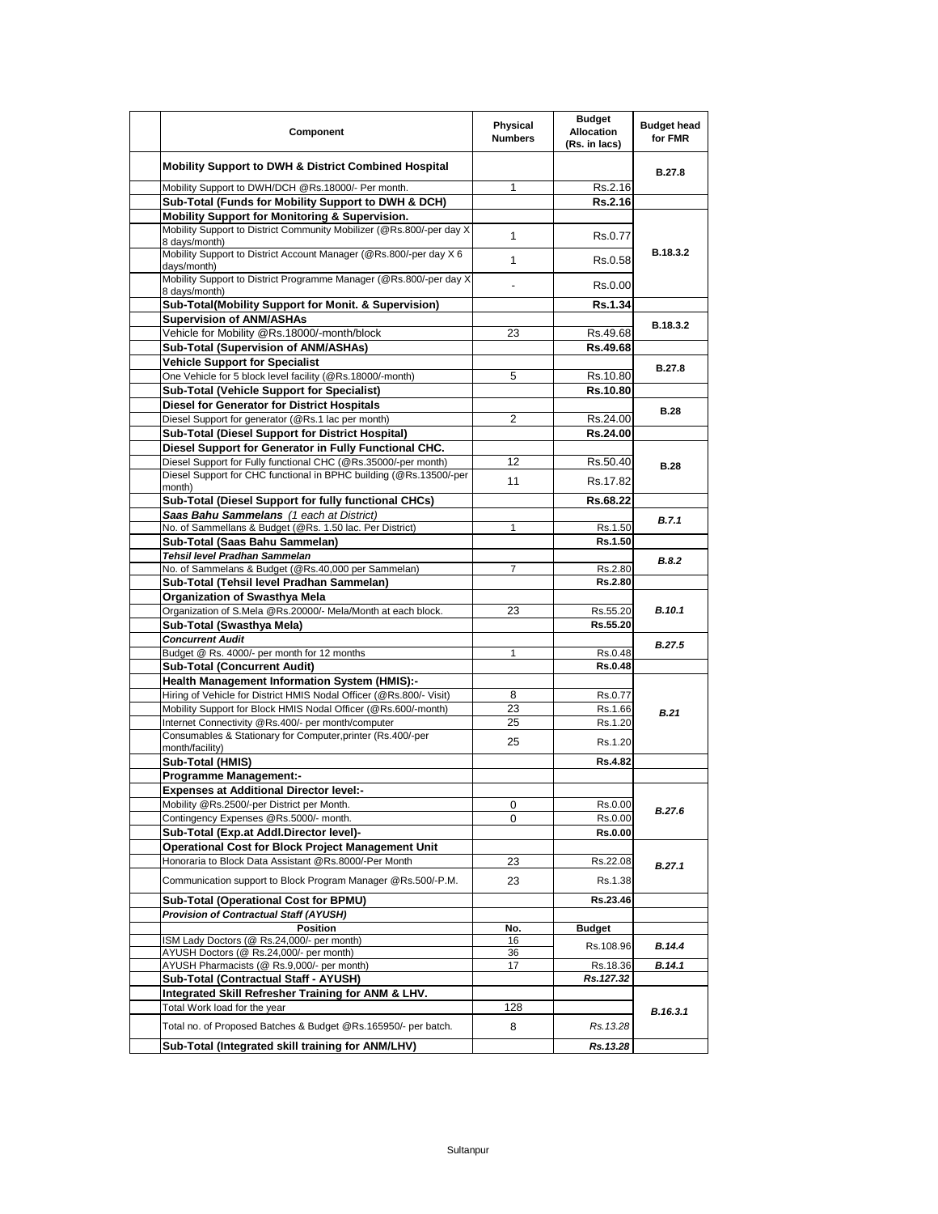| Component | Physical Numbers | Budget Allocation (Rs. in lacs) | Budget head for FMR |
|---|---|---|---|
| **Mobility Support to DWH & District Combined Hospital** | | | **B.27.8** |
| Mobility Support to DWH/DCH @Rs.18000/- Per month. | 1 | Rs.2.16 | |
| **Sub-Total (Funds for Mobility Support to DWH & DCH)** | | **Rs.2.16** | |
| **Mobility Support for Monitoring & Supervision.** | | | **B.18.3.2** |
| Mobility Support to District Community Mobilizer (@Rs.800/-per day X 8 days/month) | 1 | Rs.0.77 | |
| Mobility Support to District Account Manager (@Rs.800/-per day X 6 days/month) | 1 | Rs.0.58 | |
| Mobility Support to District Programme Manager (@Rs.800/-per day X 8 days/month) | - | Rs.0.00 | |
| **Sub-Total(Mobility Support for Monit. & Supervision)** | | **Rs.1.34** | |
| **Supervision of ANM/ASHAs** | | | **B.18.3.2** |
| Vehicle for Mobility @Rs.18000/-month/block | 23 | Rs.49.68 | |
| **Sub-Total (Supervision of ANM/ASHAs)** | | **Rs.49.68** | |
| **Vehicle Support for Specialist** | | | **B.27.8** |
| One Vehicle for 5 block level facility (@Rs.18000/-month) | 5 | Rs.10.80 | |
| **Sub-Total (Vehicle Support for Specialist)** | | **Rs.10.80** | |
| **Diesel for Generator for District Hospitals** | | | **B.28** |
| Diesel Support for generator (@Rs.1 lac per month) | 2 | Rs.24.00 | |
| **Sub-Total (Diesel Support for District Hospital)** | | **Rs.24.00** | |
| **Diesel Support for Generator in Fully Functional CHC.** | | | **B.28** |
| Diesel Support for Fully functional CHC (@Rs.35000/-per month) | 12 | Rs.50.40 | |
| Diesel Support for CHC functional in BPHC building (@Rs.13500/-per month) | 11 | Rs.17.82 | |
| **Sub-Total (Diesel Support for fully functional CHCs)** | | **Rs.68.22** | |
| ***Saas Bahu Sammelans*** *(1 each at District)* | | | ***B.7.1*** |
| No. of Sammellans & Budget (@Rs. 1.50 lac. Per District) | 1 | Rs.1.50 | |
| **Sub-Total (Saas Bahu Sammelan)** | | **Rs.1.50** | |
| ***Tehsil level Pradhan Sammelan*** | | | ***B.8.2*** |
| No. of Sammelans & Budget (@Rs.40,000 per Sammelan) | 7 | Rs.2.80 | |
| **Sub-Total (Tehsil level Pradhan Sammelan)** | | **Rs.2.80** | |
| **Organization of Swasthya Mela** | | | ***B.10.1*** |
| Organization of S.Mela @Rs.20000/- Mela/Month at each block. | 23 | Rs.55.20 | |
| **Sub-Total (Swasthya Mela)** | | **Rs.55.20** | |
| ***Concurrent Audit*** | | | ***B.27.5*** |
| Budget @ Rs. 4000/- per month for 12 months | 1 | Rs.0.48 | |
| **Sub-Total (Concurrent Audit)** | | **Rs.0.48** | |
| **Health Management Information System (HMIS):-** | | | ***B.21*** |
| Hiring of Vehicle for District HMIS Nodal Officer (@Rs.800/- Visit) | 8 | Rs.0.77 | |
| Mobility Support for Block HMIS Nodal Officer (@Rs.600/-month) | 23 | Rs.1.66 | |
| Internet Connectivity @Rs.400/- per month/computer | 25 | Rs.1.20 | |
| Consumables & Stationary for Computer,printer (Rs.400/-per month/facility) | 25 | Rs.1.20 | |
| **Sub-Total (HMIS)** | | **Rs.4.82** | |
| **Programme Management:-** | | | |
| **Expenses at Additional Director level:-** | | | ***B.27.6*** |
| Mobility @Rs.2500/-per District per Month. | 0 | Rs.0.00 | |
| Contingency Expenses @Rs.5000/- month. | 0 | Rs.0.00 | |
| **Sub-Total (Exp.at Addl.Director level)-** | | **Rs.0.00** | |
| **Operational Cost for Block Project Management Unit** | | | ***B.27.1*** |
| Honoraria to Block Data Assistant @Rs.8000/-Per Month | 23 | Rs.22.08 | |
| Communication support to Block Program Manager @Rs.500/-P.M. | 23 | Rs.1.38 | |
| **Sub-Total (Operational Cost for BPMU)** | | **Rs.23.46** | |
| ***Provision of Contractual Staff (AYUSH)*** | | | |
| **Position** | **No.** | **Budget** | |
| ISM Lady Doctors (@ Rs.24,000/- per month) | 16 | Rs.108.96 | ***B.14.4*** |
| AYUSH Doctors (@ Rs.24,000/- per month) | 36 | | |
| AYUSH Pharmacists (@ Rs.9,000/- per month) | 17 | Rs.18.36 | ***B.14.1*** |
| **Sub-Total (Contractual Staff - AYUSH)** | | ***Rs.127.32*** | |
| **Integrated Skill Refresher Training for ANM & LHV.** | | | ***B.16.3.1*** |
| Total Work load for the year | 128 | | |
| Total no. of Proposed Batches & Budget @Rs.165950/- per batch. | 8 | *Rs.13.28* | |
| **Sub-Total (Integrated skill training for ANM/LHV)** | | ***Rs.13.28*** | |

Sultanpur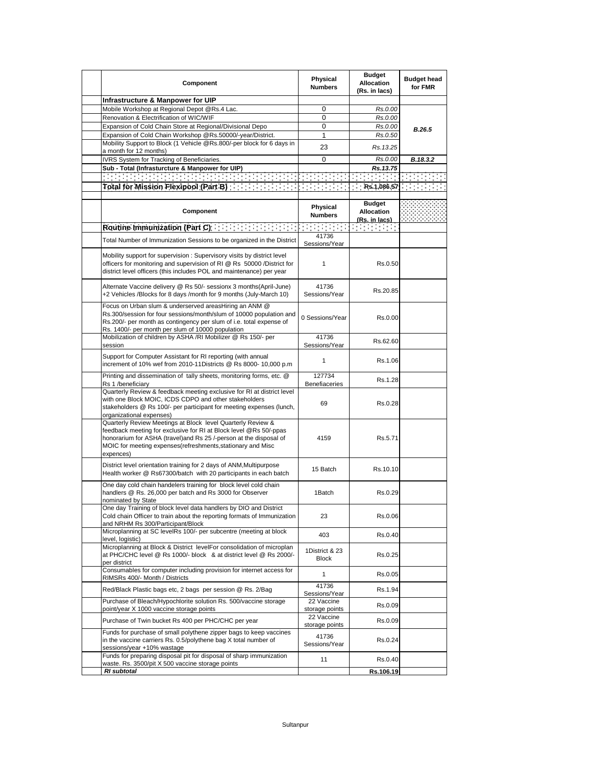| Component | Physical Numbers | Budget Allocation (Rs. in lacs) | Budget head for FMR |
|---|---|---|---|
| **Infrastructure & Manpower for UIP** | | | |
| Mobile Workshop at Regional Depot @Rs.4 Lac. | 0 | *Rs.0.00* | |
| Renovation & Electrification of WIC/WIF | 0 | *Rs.0.00* | |
| Expansion of Cold Chain Store at Regional/Divisional Depo | 0 | *Rs.0.00* | ***B.26.5*** |
| Expansion of Cold Chain Workshop @Rs.50000/-year/District. | 1 | *Rs.0.50* | |
| Mobility Support to Block (1 Vehicle @Rs.800/-per block for 6 days in a month for 12 months) | 23 | *Rs.13.25* | |
| IVRS System for Tracking of Beneficiaries. | 0 | *Rs.0.00* | ***B.18.3.2*** |
| **Sub - Total (Infrasturcture & Manpower for UIP)** | | ***Rs.13.75*** | |
| | | | |
| **Total for Mission Flexipool (Part B)** | | **Rs.1,086.57** | |

| Component | Physical Numbers | Budget Allocation (Rs. in lacs) | |
|---|---|---|---|
| **Routine Immunization (Part C)** | | | |
| Total Number of Immunization Sessions to be organized in the District | 41736 Sessions/Year | | |
| Mobility support for supervision : Supervisory visits by district level officers for monitoring and supervision of RI @ Rs 50000 /District for district level officers (this includes POL and maintenance) per year | 1 | Rs.0.50 | |
| Alternate Vaccine delivery @ Rs 50/- sessionx 3 months(April-June) +2 Vehicles /Blocks for 8 days /month for 9 months (July-March 10) | 41736 Sessions/Year | Rs.20.85 | |
| Focus on Urban slum & underserved areasHiring an ANM @ Rs.300/session for four sessions/month/slum of 10000 population and Rs.200/- per month as contingency per slum of i.e. total expense of Rs. 1400/- per month per slum of 10000 population | 0 Sessions/Year | Rs.0.00 | |
| Mobilization of children by ASHA /RI Mobilizer @ Rs 150/- per session | 41736 Sessions/Year | Rs.62.60 | |
| Support for Computer Assistant for RI reporting (with annual increment of 10% wef from 2010-11Districts @ Rs 8000- 10,000 p.m | 1 | Rs.1.06 | |
| Printing and dissemination of tally sheets, monitoring forms, etc. @ Rs 1 /beneficiary | 127734 Benefiaceries | Rs.1.28 | |
| Quarterly Review & feedback meeting exclusive for RI at district level with one Block MOIC, ICDS CDPO and other stakeholders stakeholders @ Rs 100/- per participant for meeting expenses (lunch, organizational expenses) | 69 | Rs.0.28 | |
| Quarterly Review Meetings at Block level Quarterly Review & feedback meeting for exclusive for RI at Block level @Rs 50/-ppas honorarium for ASHA (travel)and Rs 25 /-person at the disposal of MOIC for meeting expenses(refreshments,stationary and Misc expences) | 4159 | Rs.5.71 | |
| District level orientation training for 2 days of ANM,Multipurpose Health worker @ Rs67300/batch with 20 participants in each batch | 15 Batch | Rs.10.10 | |
| One day cold chain handelers training for block level cold chain handlers @ Rs. 26,000 per batch and Rs 3000 for Observer nominated by State | 1Batch | Rs.0.29 | |
| One day Training of block level data handlers by DIO and District Cold chain Officer to train about the reporting formats of Immunization and NRHM Rs 300/Participant/Block | 23 | Rs.0.06 | |
| Microplanning at SC levelRs 100/- per subcentre (meeting at block level, logistic) | 403 | Rs.0.40 | |
| Microplanning at Block & District levelFor consolidation of microplan at PHC/CHC level @ Rs 1000/- block & at district level @ Rs 2000/- per district | 1District & 23 Block | Rs.0.25 | |
| Consumables for computer including provision for internet access for RIMSRs 400/- Month / Districts | 1 | Rs.0.05 | |
| Red/Black Plastic bags etc, 2 bags per session @ Rs. 2/Bag | 41736 Sessions/Year | Rs.1.94 | |
| Purchase of Bleach/Hypochlorite solution Rs. 500/vaccine storage point/year X 1000 vaccine storage points | 22 Vaccine storage points | Rs.0.09 | |
| Purchase of Twin bucket Rs 400 per PHC/CHC per year | 22 Vaccine storage points | Rs.0.09 | |
| Funds for purchase of small polythene zipper bags to keep vaccines in the vaccine carriers Rs. 0.5/polythene bag X total number of sessions/year +10% wastage | 41736 Sessions/Year | Rs.0.24 | |
| Funds for preparing disposal pit for disposal of sharp immunization waste. Rs. 3500/pit X 500 vaccine storage points | 11 | Rs.0.40 | |
| ***RI subtotal*** | | **Rs.106.19** | |

Sultanpur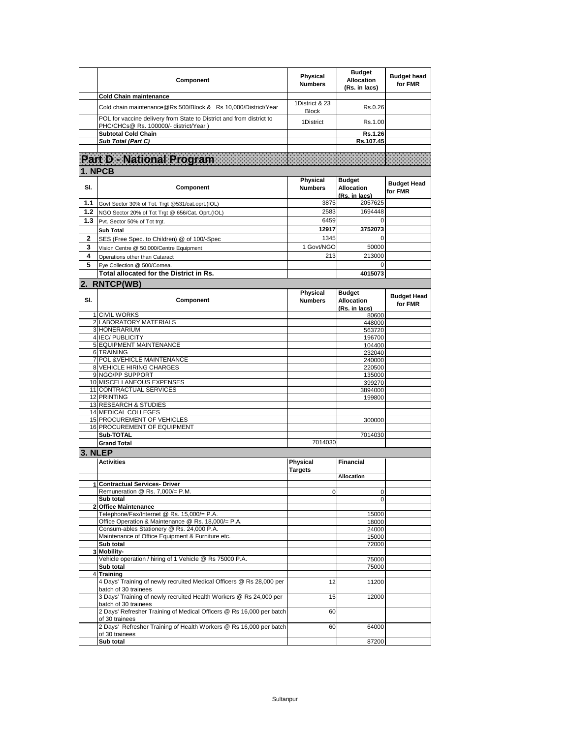| | Component | Physical Numbers | Budget Allocation (Rs. in lacs) | Budget head for FMR |
|---|---|---|---|---|
| | **Cold Chain maintenance** | | | |
| | Cold chain maintenance@Rs 500/Block & Rs 10,000/District/Year | 1District & 23 Block | Rs.0.26 | |
| | POL for vaccine delivery from State to District and from district to PHC/CHCs@ Rs. 100000/- district/Year ) | 1District | Rs.1.00 | |
| | **Subtotal Cold Chain** | | **Rs.1.26** | |
| | ***Sub Total (Part C)*** | | **Rs.107.45** | |

## Part D - National Program

### 1. NPCB

| Sl. | Component | Physical Numbers | Budget Allocation (Rs. in lacs) | Budget Head for FMR |
|---|---|---|---|---|
| **1.1** | Govt Sector 30% of Tot. Trgt @531/cat.oprt.(IOL) | 3875 | 2057625 | |
| **1.2** | NGO Sector 20% of Tot Trgt @ 656/Cat. Oprt.(IOL) | 2583 | 1694448 | |
| **1.3** | Pvt. Sector 50% of Tot trgt. | 6459 | 0 | |
| | **Sub Total** | **12917** | **3752073** | |
| **2** | SES (Free Spec. to Children) @ of 100/-Spec | 1345 | 0 | |
| **3** | Vision Centre @ 50,000/Centre Equipment | 1 Govt/NGO | 50000 | |
| **4** | Operations other than Cataract | 213 | 213000 | |
| **5** | Eye Collection @ 500/Cornea. | | 0 | |
| | **Total allocated for the District in Rs.** | | **4015073** | |

### 2. RNTCP(WB)

| Sl. | Component | Physical Numbers | Budget Allocation (Rs. in lacs) | Budget Head for FMR |
|---|---|---|---|---|
| 1 | CIVIL WORKS | | 80600 | |
| 2 | LABORATORY MATERIALS | | 448000 | |
| 3 | HONERARIUM | | 563720 | |
| 4 | IEC/ PUBLICITY | | 196700 | |
| 5 | EQUIPMENT MAINTENANCE | | 104400 | |
| 6 | TRAINING | | 232040 | |
| 7 | POL &VEHICLE MAINTENANCE | | 240000 | |
| 8 | VEHICLE HIRING CHARGES | | 220500 | |
| 9 | NGO/PP SUPPORT | | 135000 | |
| 10 | MISCELLANEOUS EXPENSES | | 399270 | |
| 11 | CONTRACTUAL SERVICES | | 3894000 | |
| 12 | PRINTING | | 199800 | |
| 13 | RESEARCH & STUDIES | | | |
| 14 | MEDICAL COLLEGES | | | |
| 15 | PROCUREMENT OF VEHICLES | | 300000 | |
| 16 | PROCUREMENT OF EQUIPMENT | | | |
| | **Sub-TOTAL** | | 7014030 | |
| | **Grand Total** | 7014030 | | |

### 3. NLEP

| | Activities | Physical Targets | Financial Allocation | |
|---|---|---|---|---|
| **1** | **Contractual Services- Driver** | | | |
| | Remuneration @ Rs. 7,000/= P.M. | 0 | 0 | |
| | **Sub total** | | 0 | |
| **2** | **Office Maintenance** | | | |
| | Telephone/Fax/Internet @ Rs. 15,000/= P.A. | | 15000 | |
| | Office Operation & Maintenance @ Rs. 18,000/= P.A. | | 18000 | |
| | Consum-ables Stationery @ Rs. 24,000 P.A. | | 24000 | |
| | Maintenance of Office Equipment & Furniture etc. | | 15000 | |
| | **Sub total** | | 72000 | |
| **3** | **Mobility-** | | | |
| | Vehicle operation / hiring of 1 Vehicle @ Rs 75000 P.A. | | 75000 | |
| | **Sub total** | | 75000 | |
| 4 | **Training** | | | |
| | 4 Days' Training of newly recruited Medical Officers @ Rs 28,000 per batch of 30 trainees | 12 | 11200 | |
| | 3 Days' Training of newly recruited Health Workers @ Rs 24,000 per batch of 30 trainees | 15 | 12000 | |
| | 2 Days' Refresher Training of Medical Officers @ Rs 16,000 per batch of 30 trainees | 60 | | |
| | 2 Days' Refresher Training of Health Workers @ Rs 16,000 per batch of 30 trainees | 60 | 64000 | |
| | **Sub total** | | 87200 | |

Sultanpur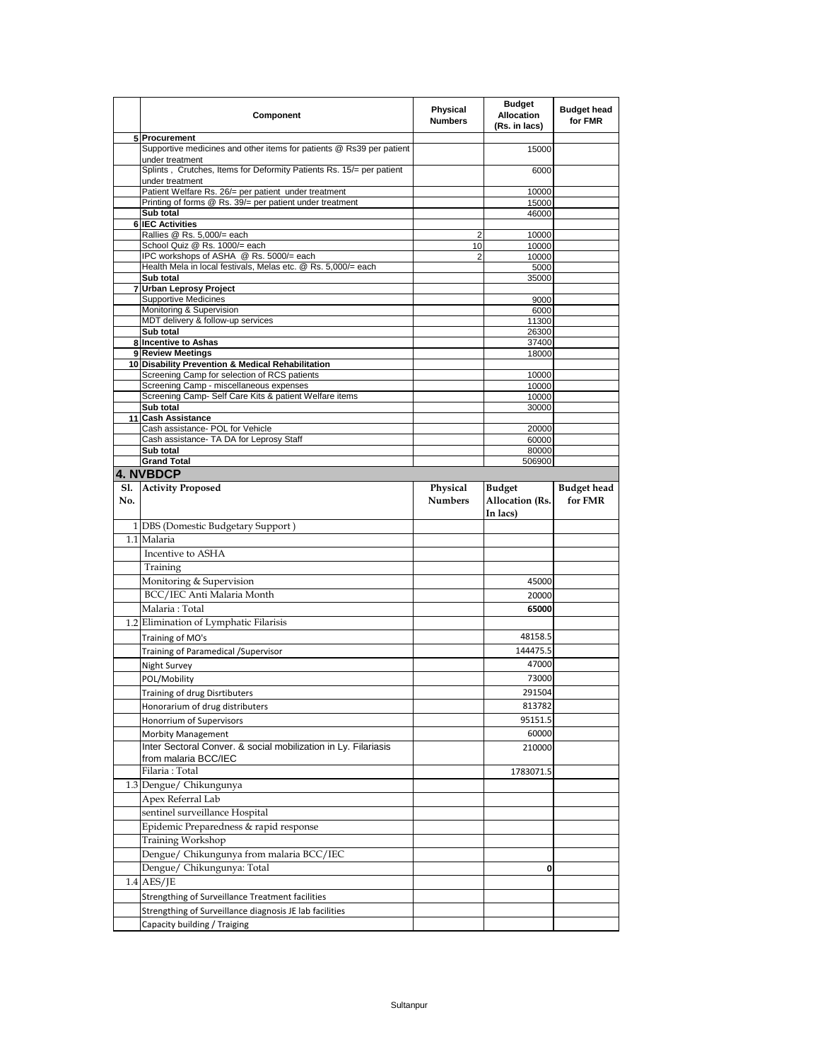|  | Component | Physical Numbers | Budget Allocation (Rs. in lacs) | Budget head for FMR |
|---|---|---|---|---|
| 5 | **Procurement** |  |  |  |
|  | Supportive medicines and other items for patients @ Rs39 per patient under treatment |  | 15000 |  |
|  | Splints , Crutches, Items for Deformity Patients Rs. 15/= per patient under treatment |  | 6000 |  |
|  | Patient Welfare Rs. 26/= per patient under treatment |  | 10000 |  |
|  | Printing of forms @ Rs. 39/= per patient under treatment |  | 15000 |  |
|  | **Sub total** |  | 46000 |  |
| 6 | **IEC Activities** |  |  |  |
|  | Rallies @ Rs. 5,000/= each | 2 | 10000 |  |
|  | School Quiz @ Rs. 1000/= each | 10 | 10000 |  |
|  | IPC workshops of ASHA @ Rs. 5000/= each | 2 | 10000 |  |
|  | Health Mela in local festivals, Melas etc. @ Rs. 5,000/= each |  | 5000 |  |
|  | **Sub total** |  | 35000 |  |
| 7 | **Urban Leprosy Project** |  |  |  |
|  | Supportive Medicines |  | 9000 |  |
|  | Monitoring & Supervision |  | 6000 |  |
|  | MDT delivery & follow-up services |  | 11300 |  |
|  | **Sub total** |  | 26300 |  |
| 8 | **Incentive to Ashas** |  | 37400 |  |
| 9 | **Review Meetings** |  | 18000 |  |
| 10 | **Disability Prevention & Medical Rehabilitation** |  |  |  |
|  | Screening Camp for selection of RCS patients |  | 10000 |  |
|  | Screening Camp - miscellaneous expenses |  | 10000 |  |
|  | Screening Camp- Self Care Kits & patient Welfare items |  | 10000 |  |
|  | **Sub total** |  | 30000 |  |
| 11 | **Cash Assistance** |  |  |  |
|  | Cash assistance- POL for Vehicle |  | 20000 |  |
|  | Cash assistance- TA DA for Leprosy Staff |  | 60000 |  |
|  | **Sub total** |  | 80000 |  |
|  | **Grand Total** |  | 506900 |  |

## 4. NVBDCP

| Sl. No. | Activity Proposed | Physical Numbers | Budget Allocation (Rs. In lacs) | Budget head for FMR |
|---|---|---|---|---|
| 1 | DBS (Domestic Budgetary Support ) |  |  |  |
| 1.1 | Malaria |  |  |  |
|  | Incentive to ASHA |  |  |  |
|  | Training |  |  |  |
|  | Monitoring & Supervision |  | 45000 |  |
|  | BCC/IEC Anti Malaria Month |  | 20000 |  |
|  | Malaria : Total |  | **65000** |  |
| 1.2 | Elimination of Lymphatic Filarisis |  |  |  |
|  | Training of MO's |  | 48158.5 |  |
|  | Training of Paramedical /Supervisor |  | 144475.5 |  |
|  | Night Survey |  | 47000 |  |
|  | POL/Mobility |  | 73000 |  |
|  | Training of drug Disrtibuters |  | 291504 |  |
|  | Honorarium of drug distributers |  | 813782 |  |
|  | Honorrium of Supervisors |  | 95151.5 |  |
|  | Morbity Management |  | 60000 |  |
|  | Inter Sectoral Conver. & social mobilization in Ly. Filariasis from malaria BCC/IEC |  | 210000 |  |
|  | Filaria : Total |  | 1783071.5 |  |
| 1.3 | Dengue/ Chikungunya |  |  |  |
|  | Apex Referral Lab |  |  |  |
|  | sentinel surveillance Hospital |  |  |  |
|  | Epidemic Preparedness & rapid response |  |  |  |
|  | Training Workshop |  |  |  |
|  | Dengue/ Chikungunya from malaria BCC/IEC |  |  |  |
|  | Dengue/ Chikungunya: Total |  | **0** |  |
| 1.4 | AES/JE |  |  |  |
|  | Strengthing of Surveillance Treatment facilities |  |  |  |
|  | Strengthing of Surveillance diagnosis JE lab facilities |  |  |  |
|  | Capacity building / Traiging |  |  |  |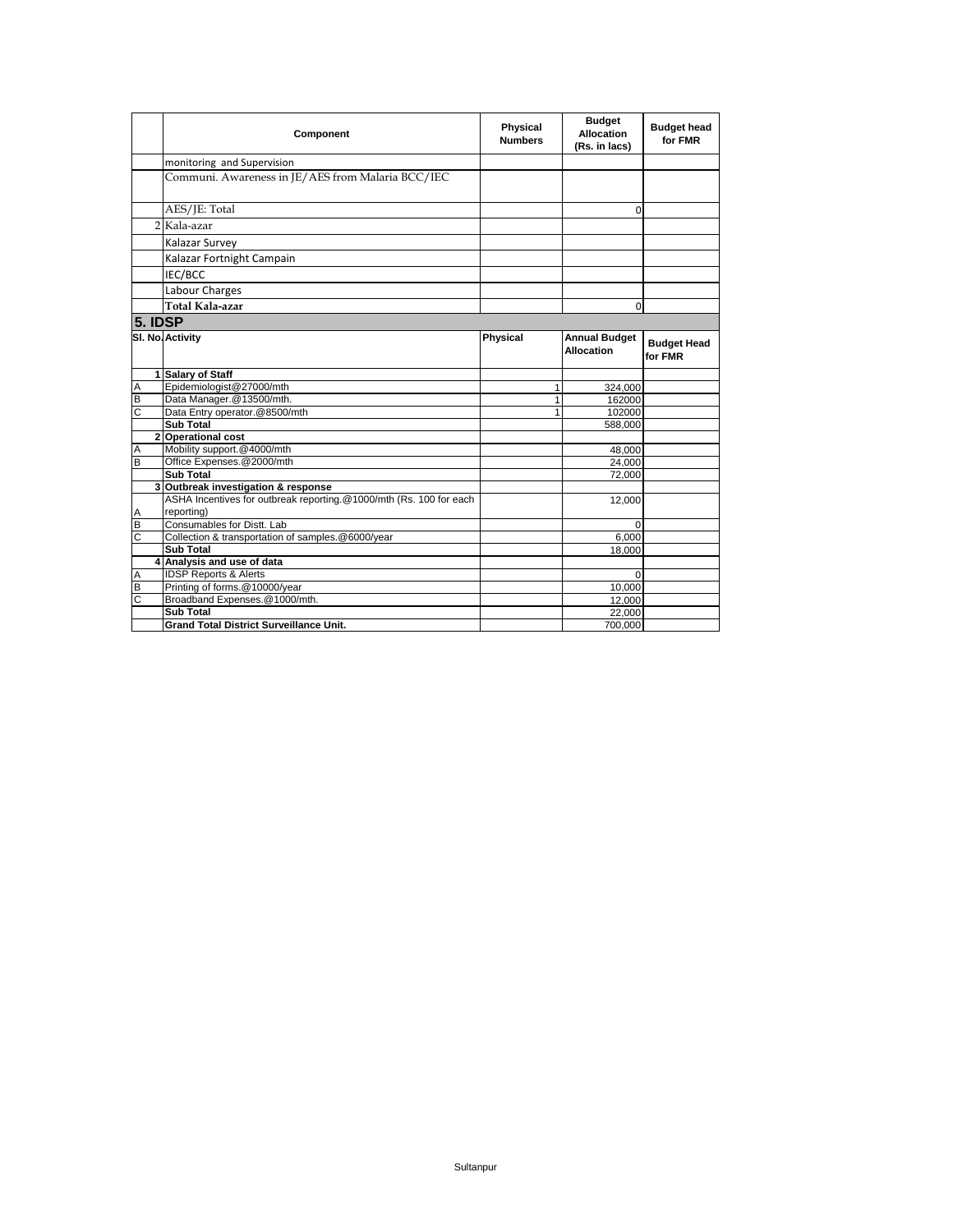| | Component | Physical Numbers | Budget Allocation (Rs. in lacs) | Budget head for FMR |
|---|---|---|---|---|
| | monitoring and Supervision | | | |
| | Communi. Awareness in JE/AES from Malaria BCC/IEC | | | |
| | AES/JE: Total | | 0 | |
| 2 | Kala-azar | | | |
| | Kalazar Survey | | | |
| | Kalazar Fortnight Campain | | | |
| | IEC/BCC | | | |
| | Labour Charges | | | |
| | **Total Kala-azar** | | 0 | |

## 5. IDSP

| Sl. No. | Activity | Physical | Annual Budget Allocation | Budget Head for FMR |
|---|---|---|---|---|
| 1 | **Salary of Staff** | | | |
| A | Epidemiologist@27000/mth | 1 | 324,000 | |
| B | Data Manager.@13500/mth. | 1 | 162000 | |
| C | Data Entry operator.@8500/mth | 1 | 102000 | |
| | **Sub Total** | | 588,000 | |
| 2 | **Operational cost** | | | |
| A | Mobility support.@4000/mth | | 48,000 | |
| B | Office Expenses.@2000/mth | | 24,000 | |
| | **Sub Total** | | 72,000 | |
| 3 | **Outbreak investigation & response** | | | |
| A | ASHA Incentives for outbreak reporting.@1000/mth (Rs. 100 for each reporting) | | 12,000 | |
| B | Consumables for Distt. Lab | | 0 | |
| C | Collection & transportation of samples.@6000/year | | 6,000 | |
| | **Sub Total** | | 18,000 | |
| 4 | **Analysis and use of data** | | | |
| A | IDSP Reports & Alerts | | 0 | |
| B | Printing of forms.@10000/year | | 10,000 | |
| C | Broadband Expenses.@1000/mth. | | 12,000 | |
| | **Sub Total** | | 22,000 | |
| | **Grand Total District Surveillance Unit.** | | 700,000 | |